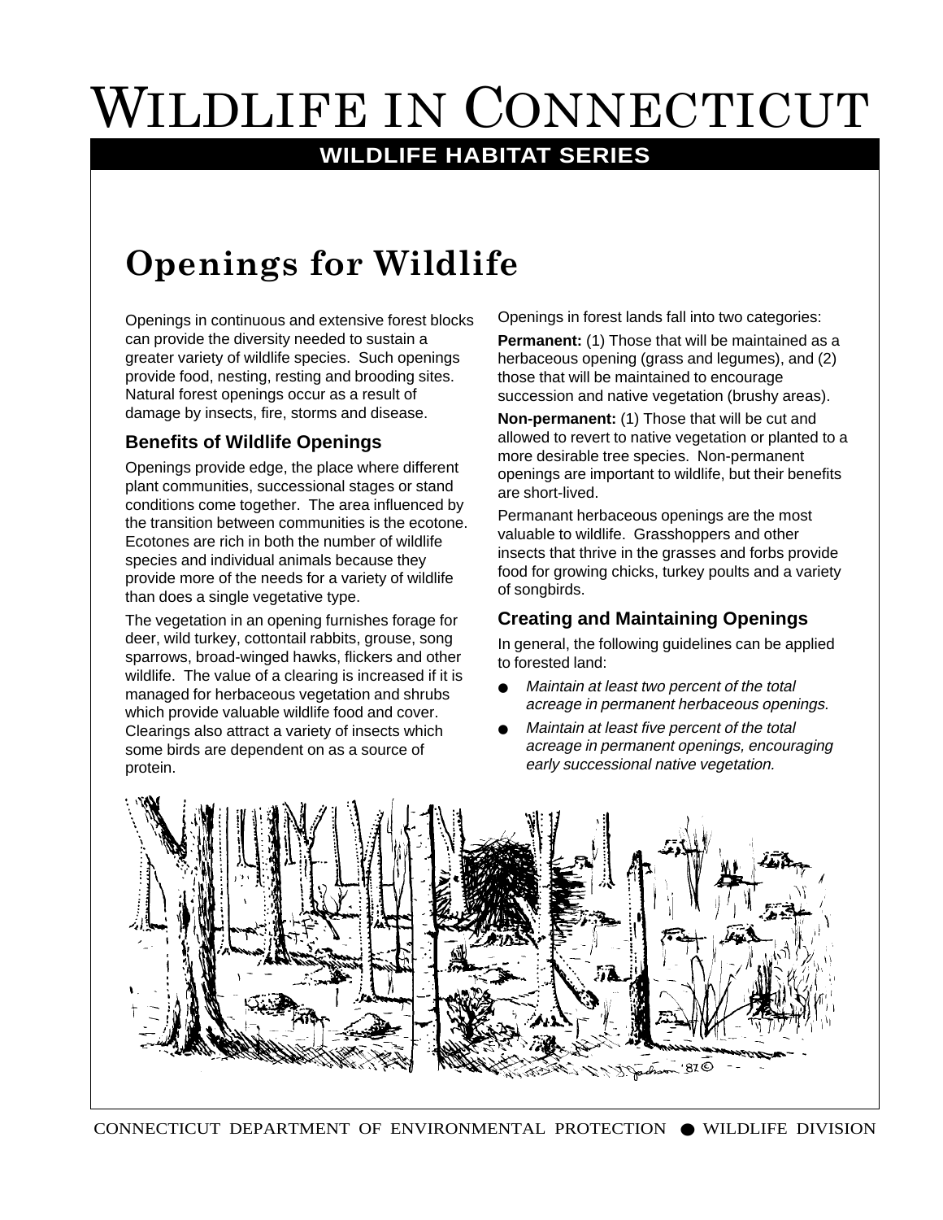# WILDLIFE IN CONNECTICUT

**WILDLIFE HABITAT SERIES**

## Openings for Wildlife

Openings in continuous and extensive forest blocks can provide the diversity needed to sustain a greater variety of wildlife species. Such openings provide food, nesting, resting and brooding sites. Natural forest openings occur as a result of damage by insects, fire, storms and disease.

### Benefits of Wildlife Openings

Openings provide edge, the place where different plant communities, successional stages or stand conditions come together. The area influenced by the transition between communities is the ecotone. Ecotones are rich in both the number of wildlife species and individual animals because they provide more of the needs for a variety of wildlife than does a single vegetative type.

The vegetation in an opening furnishes forage for deer, wild turkey, cottontail rabbits, grouse, song sparrows, broad-winged hawks, flickers and other wildlife. The value of a clearing is increased if it is managed for herbaceous vegetation and shrubs which provide valuable wildlife food and cover. Clearings also attract a variety of insects which some birds are dependent on as a source of protein.

Openings in forest lands fall into two categories:

**Permanent:** (1) Those that will be maintained as a herbaceous opening (grass and legumes), and (2) those that will be maintained to encourage succession and native vegetation (brushy areas).

**Non-permanent:** (1) Those that will be cut and allowed to revert to native vegetation or planted to a more desirable tree species. Non-permanent openings are important to wildlife, but their benefits are short-lived.

Permanant herbaceous openings are the most valuable to wildlife. Grasshoppers and other insects that thrive in the grasses and forbs provide food for growing chicks, turkey poults and a variety of songbirds.

### Creating and Maintaining Openings

In general, the following guidelines can be applied to forested land:

- *Maintain at least two percent of the total acreage in permanent herbaceous openings.*
- *Maintain at least five percent of the total acreage in permanent openings, encouraging early successional native vegetation.*

CONNECTICUT DEPARTMENT OF ENVIRONMENTAL PROTECTION ● WILDLIFE DIVISION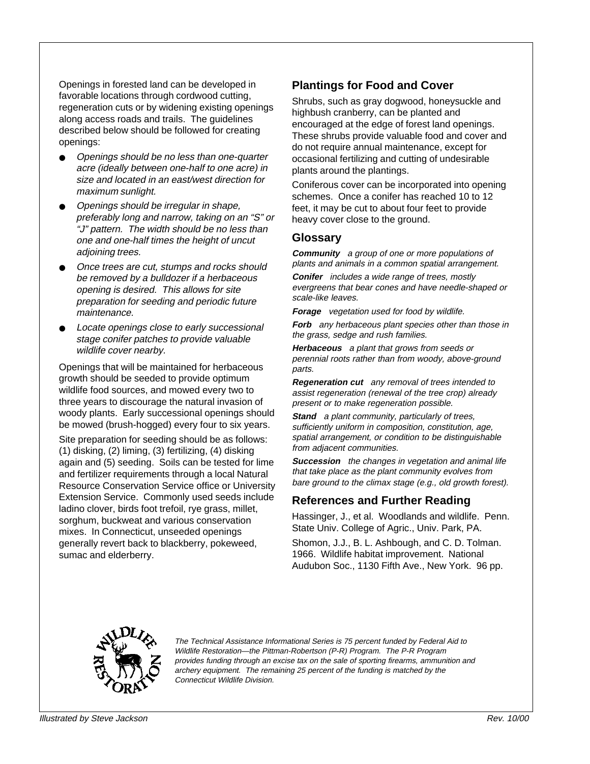Openings in forested land can be developed in favorable locations through cordwood cutting, regeneration cuts or by widening existing openings along access roads and trails. The guidelines described below should be followed for creating openings:

- *Openings should be no less than one-quarter acre (ideally between one-half to one acre) in size and located in an east/west direction for maximum sunlight.*
- *Openings should be irregular in shape, preferably long and narrow, taking on an "S" or "J" pattern. The width should be no less than one and one-half times the height of uncut adjoining trees.*
- *Once trees are cut, stumps and rocks should be removed by a bulldozer if a herbaceous opening is desired. This allows for site preparation for seeding and periodic future maintenance.*
- *Locate openings close to early successional stage conifer patches to provide valuable wildlife cover nearby.*

Openings that will be maintained for herbaceous growth should be seeded to provide optimum wildlife food sources, and mowed every two to three years to discourage the natural invasion of woody plants. Early successional openings should be mowed (brush-hogged) every four to six years.

Site preparation for seeding should be as follows: (1) disking, (2) liming, (3) fertilizing, (4) disking again and (5) seeding. Soils can be tested for lime and fertilizer requirements through a local Natural Resource Conservation Service office or University Extension Service. Commonly used seeds include ladino clover, birds foot trefoil, rye grass, millet, sorghum, buckweat and various conservation mixes. In Connecticut, unseeded openings generally revert back to blackberry, pokeweed, sumac and elderberry.

## Plantings for Food and Cover

Shrubs, such as gray dogwood, honeysuckle and highbush cranberry, can be planted and encouraged at the edge of forest land openings. These shrubs provide valuable food and cover and do not require annual maintenance, except for occasional fertilizing and cutting of undesirable plants around the plantings.

Coniferous cover can be incorporated into opening schemes. Once a conifer has reached 10 to 12 feet, it may be cut to about four feet to provide heavy cover close to the ground.

## Glossary

***Community*** *a group of one or more populations of plants and animals in a common spatial arrangement.*

***Conifer*** *includes a wide range of trees, mostly evergreens that bear cones and have needle-shaped or scale-like leaves.*

***Forage*** *vegetation used for food by wildlife.*

***Forb*** *any herbaceous plant species other than those in the grass, sedge and rush families.*

***Herbaceous*** *a plant that grows from seeds or perennial roots rather than from woody, above-ground parts.*

***Regeneration cut*** *any removal of trees intended to assist regeneration (renewal of the tree crop) already present or to make regeneration possible.*

***Stand*** *a plant community, particularly of trees, sufficiently uniform in composition, constitution, age, spatial arrangement, or condition to be distinguishable from adjacent communities.*

***Succession*** *the changes in vegetation and animal life that take place as the plant community evolves from bare ground to the climax stage (e.g., old growth forest).*

## References and Further Reading

Hassinger, J., et al. Woodlands and wildlife. Penn. State Univ. College of Agric., Univ. Park, PA.

Shomon, J.J., B. L. Ashbough, and C. D. Tolman. 1966. Wildlife habitat improvement. National Audubon Soc., 1130 Fifth Ave., New York. 96 pp.

*The Technical Assistance Informational Series is 75 percent funded by Federal Aid to Wildlife Restoration—the Pittman-Robertson (P-R) Program. The P-R Program provides funding through an excise tax on the sale of sporting firearms, ammunition and archery equipment. The remaining 25 percent of the funding is matched by the Connecticut Wildlife Division.*

*Illustrated by Steve Jackson*

*Rev. 10/00*